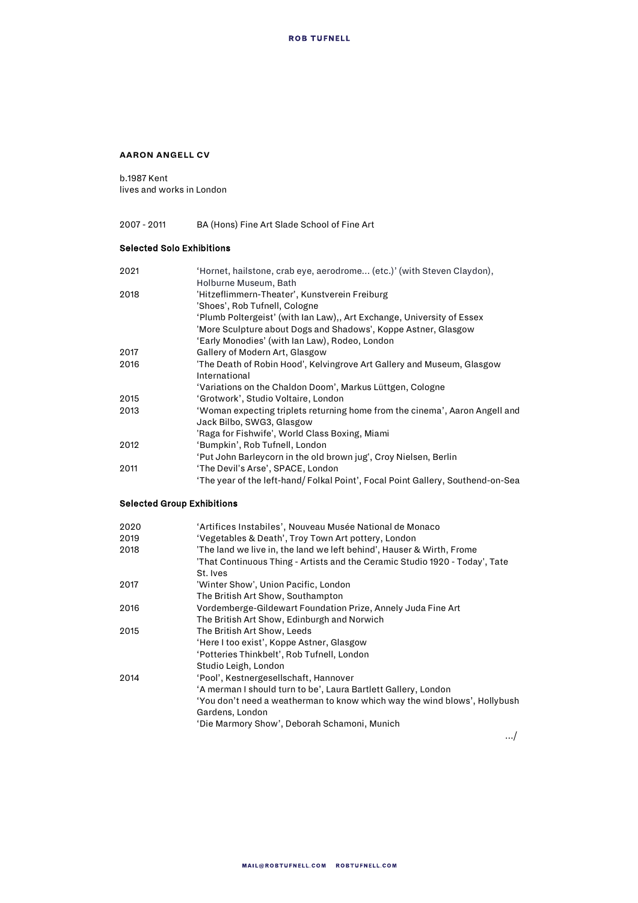# AARON ANGELL CV

b.1987 Kent
lives and works in London

2007 - 2011 BA (Hons) Fine Art Slade School of Fine Art

### Selected Solo Exhibitions

| | |
|---|---|
| 2021 | 'Hornet, hailstone, crab eye, aerodrome... (etc.)' (with Steven Claydon), Holburne Museum, Bath |
| 2018 | 'Hitzeflimmern-Theater', Kunstverein Freiburg |
| | 'Shoes', Rob Tufnell, Cologne |
| | 'Plumb Poltergeist' (with Ian Law),, Art Exchange, University of Essex |
| | 'More Sculpture about Dogs and Shadows', Koppe Astner, Glasgow |
| | 'Early Monodies' (with Ian Law), Rodeo, London |
| 2017 | Gallery of Modern Art, Glasgow |
| 2016 | 'The Death of Robin Hood', Kelvingrove Art Gallery and Museum, Glasgow International |
| | 'Variations on the Chaldon Doom', Markus Lüttgen, Cologne |
| 2015 | 'Grotwork', Studio Voltaire, London |
| 2013 | 'Woman expecting triplets returning home from the cinema', Aaron Angell and Jack Bilbo, SWG3, Glasgow |
| | 'Raga for Fishwife', World Class Boxing, Miami |
| 2012 | 'Bumpkin', Rob Tufnell, London |
| | 'Put John Barleycorn in the old brown jug', Croy Nielsen, Berlin |
| 2011 | 'The Devil's Arse', SPACE, London |
| | 'The year of the left-hand/ Folkal Point', Focal Point Gallery, Southend-on-Sea |

### Selected Group Exhibitions

| | |
|---|---|
| 2020 | 'Artifices Instabiles', Nouveau Musée National de Monaco |
| 2019 | 'Vegetables & Death', Troy Town Art pottery, London |
| 2018 | 'The land we live in, the land we left behind', Hauser & Wirth, Frome |
| | 'That Continuous Thing - Artists and the Ceramic Studio 1920 - Today', Tate St. Ives |
| 2017 | 'Winter Show', Union Pacific, London |
| | The British Art Show, Southampton |
| 2016 | Vordemberge-Gildewart Foundation Prize, Annely Juda Fine Art |
| | The British Art Show, Edinburgh and Norwich |
| 2015 | The British Art Show, Leeds |
| | 'Here I too exist', Koppe Astner, Glasgow |
| | 'Potteries Thinkbelt', Rob Tufnell, London |
| | Studio Leigh, London |
| 2014 | 'Pool', Kestnergesellschaft, Hannover |
| | 'A merman I should turn to be', Laura Bartlett Gallery, London |
| | 'You don't need a weatherman to know which way the wind blows', Hollybush Gardens, London |
| | 'Die Marmory Show', Deborah Schamoni, Munich |

.../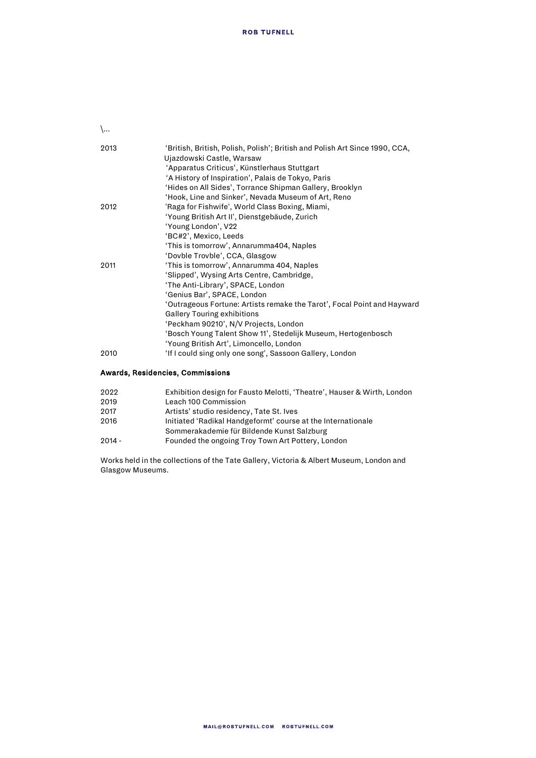\...

| | |
|---|---|
| 2013 | 'British, British, Polish, Polish'; British and Polish Art Since 1990, CCA, Ujazdowski Castle, Warsaw |
| | 'Apparatus Criticus', Künstlerhaus Stuttgart |
| | 'A History of Inspiration', Palais de Tokyo, Paris |
| | 'Hides on All Sides', Torrance Shipman Gallery, Brooklyn |
| | 'Hook, Line and Sinker', Nevada Museum of Art, Reno |
| 2012 | 'Raga for Fishwife', World Class Boxing, Miami, |
| | 'Young British Art II', Dienstgebäude, Zurich |
| | 'Young London', V22 |
| | 'BC#2', Mexico, Leeds |
| | 'This is tomorrow', Annarumma404, Naples |
| | 'Dovble Trovble', CCA, Glasgow |
| 2011 | 'This is tomorrow', Annarumma 404, Naples |
| | 'Slipped', Wysing Arts Centre, Cambridge, |
| | 'The Anti-Library', SPACE, London |
| | 'Genius Bar', SPACE, London |
| | 'Outrageous Fortune: Artists remake the Tarot', Focal Point and Hayward Gallery Touring exhibitions |
| | 'Peckham 90210', N/V Projects, London |
| | 'Bosch Young Talent Show 11', Stedelijk Museum, Hertogenbosch |
| | 'Young British Art', Limoncello, London |
| 2010 | 'If I could sing only one song', Sassoon Gallery, London |

### Awards, Residencies, Commissions

| | |
|---|---|
| 2022 | Exhibition design for Fausto Melotti, 'Theatre', Hauser & Wirth, London |
| 2019 | Leach 100 Commission |
| 2017 | Artists' studio residency, Tate St. Ives |
| 2016 | Initiated 'Radikal Handgeformt' course at the Internationale Sommerakademie für Bildende Kunst Salzburg |
| 2014 - | Founded the ongoing Troy Town Art Pottery, London |

Works held in the collections of the Tate Gallery, Victoria & Albert Museum, London and Glasgow Museums.